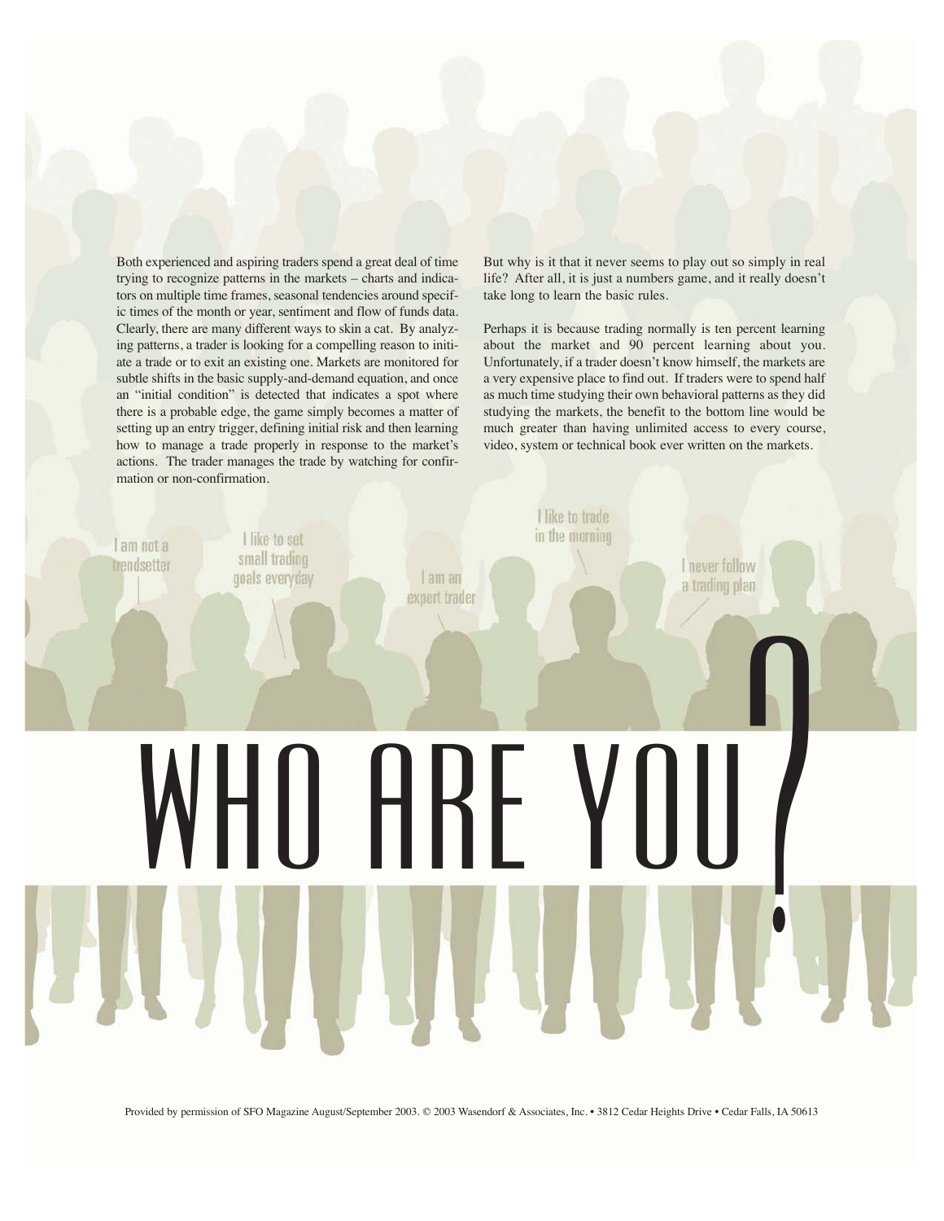# WHO ARE YOU?

Both experienced and aspiring traders spend a great deal of time trying to recognize patterns in the markets – charts and indicators on multiple time frames, seasonal tendencies around specific times of the month or year, sentiment and flow of funds data. Clearly, there are many different ways to skin a cat. By analyzing patterns, a trader is looking for a compelling reason to initiate a trade or to exit an existing one. Markets are monitored for subtle shifts in the basic supply-and-demand equation, and once an "initial condition" is detected that indicates a spot where there is a probable edge, the game simply becomes a matter of setting up an entry trigger, defining initial risk and then learning how to manage a trade properly in response to the market's actions. The trader manages the trade by watching for confirmation or non-confirmation.

But why is it that it never seems to play out so simply in real life? After all, it is just a numbers game, and it really doesn't take long to learn the basic rules.

Perhaps it is because trading normally is ten percent learning about the market and 90 percent learning about you. Unfortunately, if a trader doesn't know himself, the markets are a very expensive place to find out. If traders were to spend half as much time studying their own behavioral patterns as they did studying the markets, the benefit to the bottom line would be much greater than having unlimited access to every course, video, system or technical book ever written on the markets.

I am not a trendsetter

I like to set small trading goals everyday

I am an expert trader

I like to trade in the morning

I never follow a trading plan

Provided by permission of SFO Magazine August/September 2003. © 2003 Wasendorf & Associates, Inc. • 3812 Cedar Heights Drive • Cedar Falls, IA 50613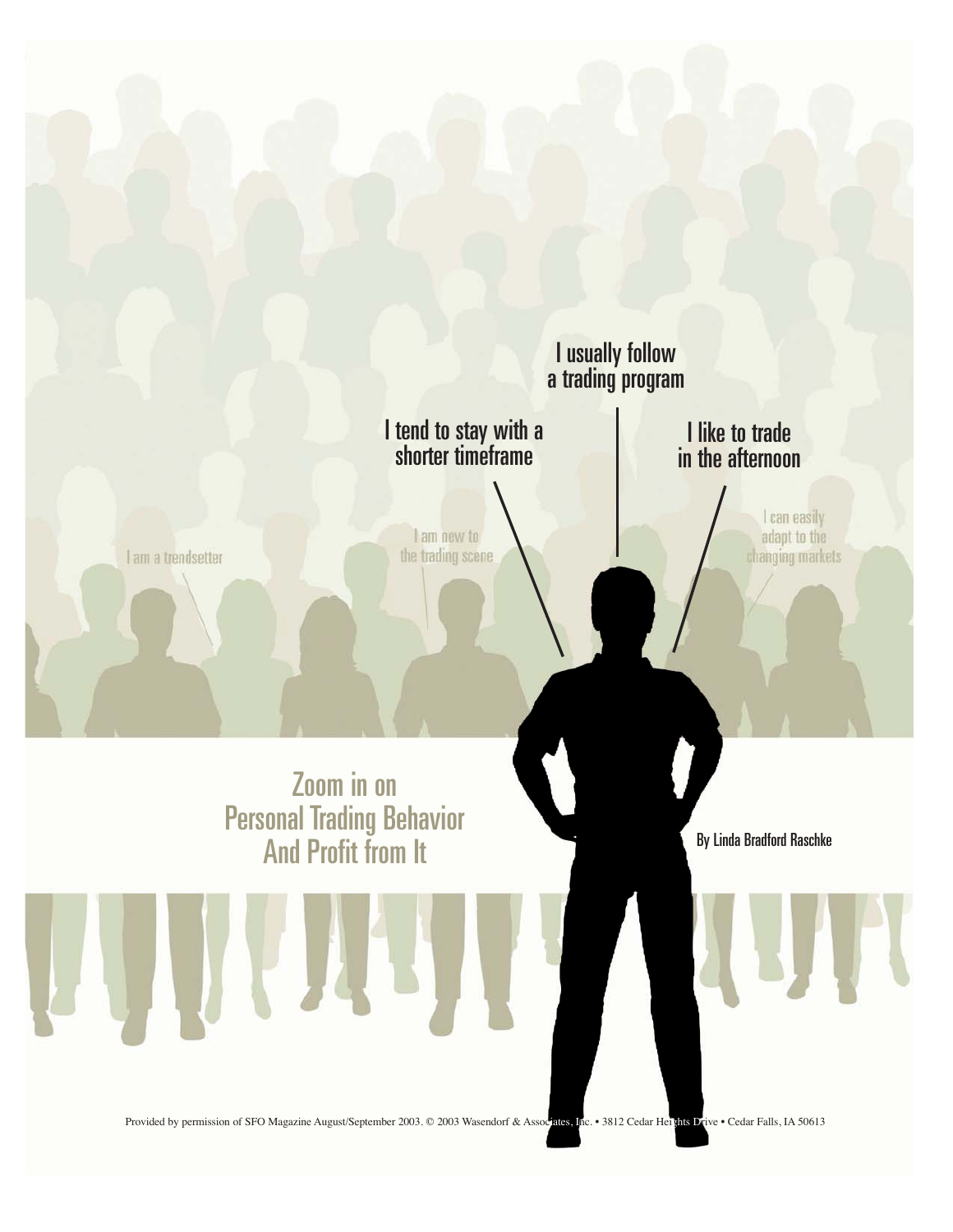I usually follow a trading program

I tend to stay with a shorter timeframe

I like to trade in the afternoon

I am a trendsetter

I am new to the trading scene

I can easily adapt to the changing markets

# Zoom in on Personal Trading Behavior And Profit from It

By Linda Bradford Raschke

Provided by permission of SFO Magazine August/September 2003. © 2003 Wasendorf & Associates, Inc. • 3812 Cedar Heights Drive • Cedar Falls, IA 50613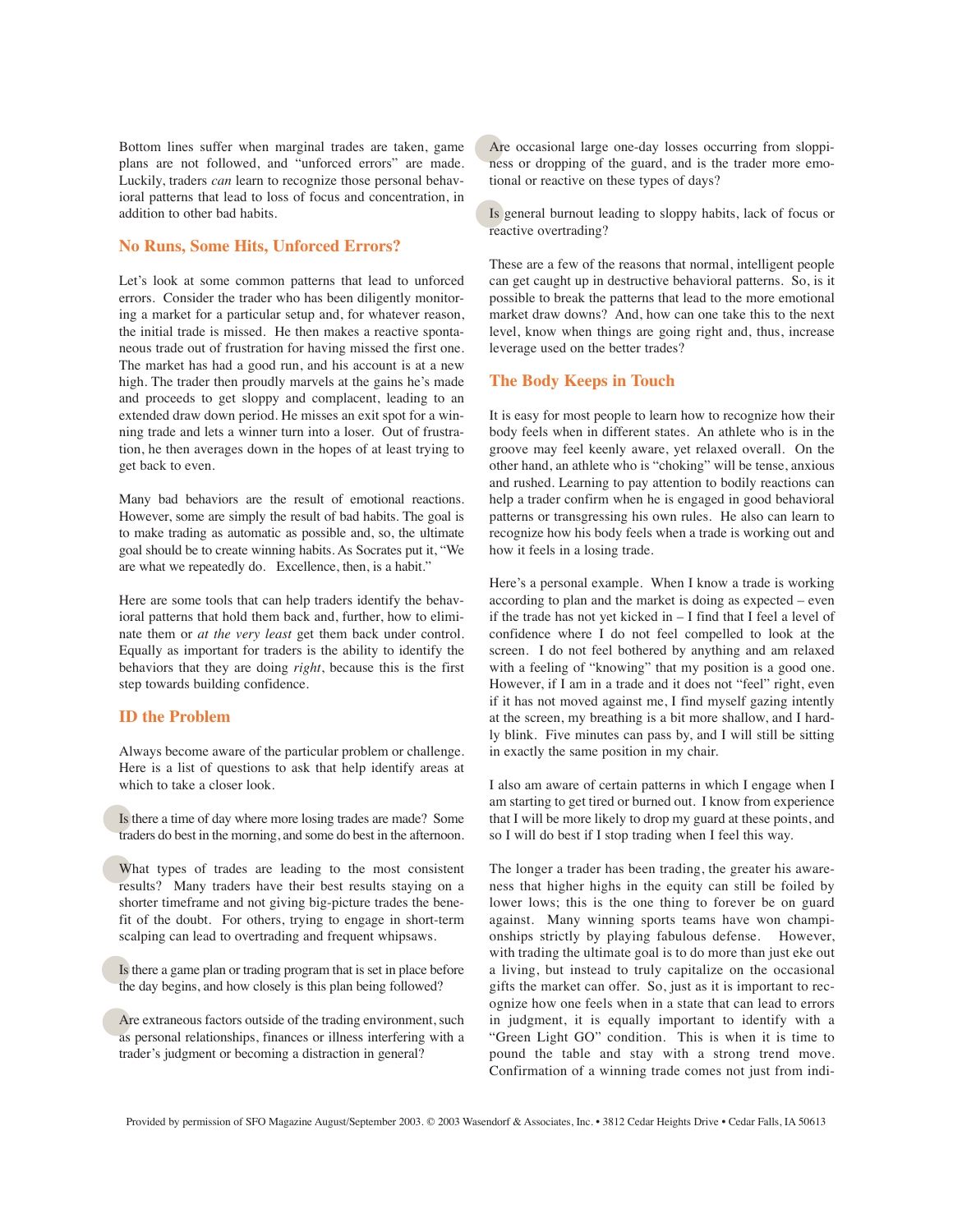Bottom lines suffer when marginal trades are taken, game plans are not followed, and "unforced errors" are made. Luckily, traders *can* learn to recognize those personal behavioral patterns that lead to loss of focus and concentration, in addition to other bad habits.

## No Runs, Some Hits, Unforced Errors?

Let's look at some common patterns that lead to unforced errors. Consider the trader who has been diligently monitoring a market for a particular setup and, for whatever reason, the initial trade is missed. He then makes a reactive spontaneous trade out of frustration for having missed the first one. The market has had a good run, and his account is at a new high. The trader then proudly marvels at the gains he's made and proceeds to get sloppy and complacent, leading to an extended draw down period. He misses an exit spot for a winning trade and lets a winner turn into a loser. Out of frustration, he then averages down in the hopes of at least trying to get back to even.

Many bad behaviors are the result of emotional reactions. However, some are simply the result of bad habits. The goal is to make trading as automatic as possible and, so, the ultimate goal should be to create winning habits. As Socrates put it, "We are what we repeatedly do. Excellence, then, is a habit."

Here are some tools that can help traders identify the behavioral patterns that hold them back and, further, how to eliminate them or *at the very least* get them back under control. Equally as important for traders is the ability to identify the behaviors that they are doing *right*, because this is the first step towards building confidence.

## ID the Problem

Always become aware of the particular problem or challenge. Here is a list of questions to ask that help identify areas at which to take a closer look.

- Is there a time of day where more losing trades are made? Some traders do best in the morning, and some do best in the afternoon.
- What types of trades are leading to the most consistent results? Many traders have their best results staying on a shorter timeframe and not giving big-picture trades the benefit of the doubt. For others, trying to engage in short-term scalping can lead to overtrading and frequent whipsaws.
- Is there a game plan or trading program that is set in place before the day begins, and how closely is this plan being followed?
- Are extraneous factors outside of the trading environment, such as personal relationships, finances or illness interfering with a trader's judgment or becoming a distraction in general?
- Are occasional large one-day losses occurring from sloppiness or dropping of the guard, and is the trader more emotional or reactive on these types of days?
- Is general burnout leading to sloppy habits, lack of focus or reactive overtrading?

These are a few of the reasons that normal, intelligent people can get caught up in destructive behavioral patterns. So, is it possible to break the patterns that lead to the more emotional market draw downs? And, how can one take this to the next level, know when things are going right and, thus, increase leverage used on the better trades?

## The Body Keeps in Touch

It is easy for most people to learn how to recognize how their body feels when in different states. An athlete who is in the groove may feel keenly aware, yet relaxed overall. On the other hand, an athlete who is "choking" will be tense, anxious and rushed. Learning to pay attention to bodily reactions can help a trader confirm when he is engaged in good behavioral patterns or transgressing his own rules. He also can learn to recognize how his body feels when a trade is working out and how it feels in a losing trade.

Here's a personal example. When I know a trade is working according to plan and the market is doing as expected – even if the trade has not yet kicked in – I find that I feel a level of confidence where I do not feel compelled to look at the screen. I do not feel bothered by anything and am relaxed with a feeling of "knowing" that my position is a good one. However, if I am in a trade and it does not "feel" right, even if it has not moved against me, I find myself gazing intently at the screen, my breathing is a bit more shallow, and I hardly blink. Five minutes can pass by, and I will still be sitting in exactly the same position in my chair.

I also am aware of certain patterns in which I engage when I am starting to get tired or burned out. I know from experience that I will be more likely to drop my guard at these points, and so I will do best if I stop trading when I feel this way.

The longer a trader has been trading, the greater his awareness that higher highs in the equity can still be foiled by lower lows; this is the one thing to forever be on guard against. Many winning sports teams have won championships strictly by playing fabulous defense. However, with trading the ultimate goal is to do more than just eke out a living, but instead to truly capitalize on the occasional gifts the market can offer. So, just as it is important to recognize how one feels when in a state that can lead to errors in judgment, it is equally important to identify with a "Green Light GO" condition. This is when it is time to pound the table and stay with a strong trend move. Confirmation of a winning trade comes not just from indi-

Provided by permission of SFO Magazine August/September 2003. © 2003 Wasendorf & Associates, Inc. • 3812 Cedar Heights Drive • Cedar Falls, IA 50613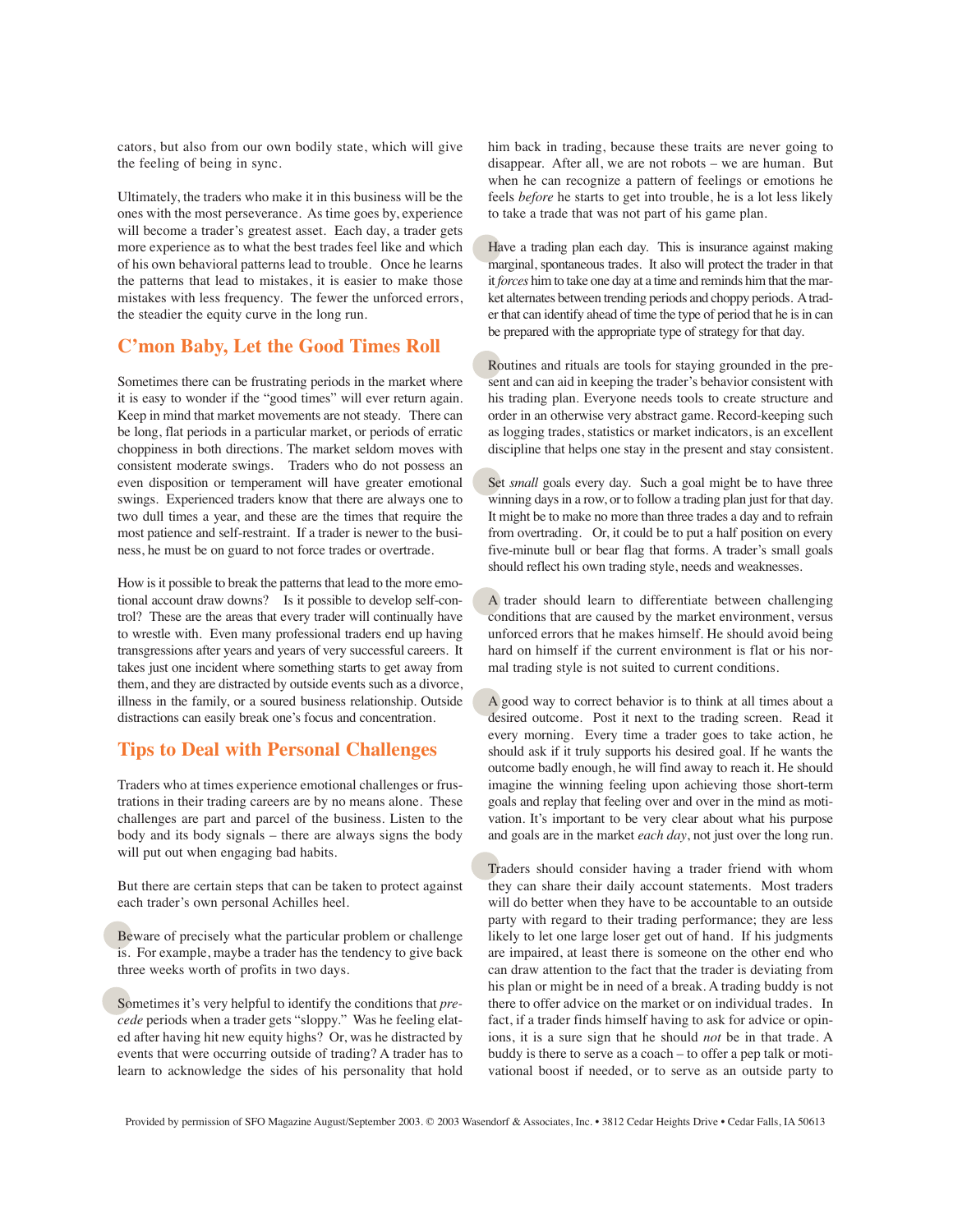cators, but also from our own bodily state, which will give the feeling of being in sync.

Ultimately, the traders who make it in this business will be the ones with the most perseverance. As time goes by, experience will become a trader's greatest asset. Each day, a trader gets more experience as to what the best trades feel like and which of his own behavioral patterns lead to trouble. Once he learns the patterns that lead to mistakes, it is easier to make those mistakes with less frequency. The fewer the unforced errors, the steadier the equity curve in the long run.

## C'mon Baby, Let the Good Times Roll

Sometimes there can be frustrating periods in the market where it is easy to wonder if the "good times" will ever return again. Keep in mind that market movements are not steady. There can be long, flat periods in a particular market, or periods of erratic choppiness in both directions. The market seldom moves with consistent moderate swings. Traders who do not possess an even disposition or temperament will have greater emotional swings. Experienced traders know that there are always one to two dull times a year, and these are the times that require the most patience and self-restraint. If a trader is newer to the business, he must be on guard to not force trades or overtrade.

How is it possible to break the patterns that lead to the more emotional account draw downs? Is it possible to develop self-control? These are the areas that every trader will continually have to wrestle with. Even many professional traders end up having transgressions after years and years of very successful careers. It takes just one incident where something starts to get away from them, and they are distracted by outside events such as a divorce, illness in the family, or a soured business relationship. Outside distractions can easily break one's focus and concentration.

## Tips to Deal with Personal Challenges

Traders who at times experience emotional challenges or frustrations in their trading careers are by no means alone. These challenges are part and parcel of the business. Listen to the body and its body signals – there are always signs the body will put out when engaging bad habits.

But there are certain steps that can be taken to protect against each trader's own personal Achilles heel.

Beware of precisely what the particular problem or challenge is. For example, maybe a trader has the tendency to give back three weeks worth of profits in two days.

Sometimes it's very helpful to identify the conditions that *precede* periods when a trader gets "sloppy." Was he feeling elated after having hit new equity highs? Or, was he distracted by events that were occurring outside of trading? A trader has to learn to acknowledge the sides of his personality that hold him back in trading, because these traits are never going to disappear. After all, we are not robots – we are human. But when he can recognize a pattern of feelings or emotions he feels *before* he starts to get into trouble, he is a lot less likely to take a trade that was not part of his game plan.

Have a trading plan each day. This is insurance against making marginal, spontaneous trades. It also will protect the trader in that it *forces* him to take one day at a time and reminds him that the market alternates between trending periods and choppy periods. A trader that can identify ahead of time the type of period that he is in can be prepared with the appropriate type of strategy for that day.

Routines and rituals are tools for staying grounded in the present and can aid in keeping the trader's behavior consistent with his trading plan. Everyone needs tools to create structure and order in an otherwise very abstract game. Record-keeping such as logging trades, statistics or market indicators, is an excellent discipline that helps one stay in the present and stay consistent.

Set *small* goals every day. Such a goal might be to have three winning days in a row, or to follow a trading plan just for that day. It might be to make no more than three trades a day and to refrain from overtrading. Or, it could be to put a half position on every five-minute bull or bear flag that forms. A trader's small goals should reflect his own trading style, needs and weaknesses.

A trader should learn to differentiate between challenging conditions that are caused by the market environment, versus unforced errors that he makes himself. He should avoid being hard on himself if the current environment is flat or his normal trading style is not suited to current conditions.

A good way to correct behavior is to think at all times about a desired outcome. Post it next to the trading screen. Read it every morning. Every time a trader goes to take action, he should ask if it truly supports his desired goal. If he wants the outcome badly enough, he will find away to reach it. He should imagine the winning feeling upon achieving those short-term goals and replay that feeling over and over in the mind as motivation. It's important to be very clear about what his purpose and goals are in the market *each day*, not just over the long run.

Traders should consider having a trader friend with whom they can share their daily account statements. Most traders will do better when they have to be accountable to an outside party with regard to their trading performance; they are less likely to let one large loser get out of hand. If his judgments are impaired, at least there is someone on the other end who can draw attention to the fact that the trader is deviating from his plan or might be in need of a break. A trading buddy is not there to offer advice on the market or on individual trades. In fact, if a trader finds himself having to ask for advice or opinions, it is a sure sign that he should *not* be in that trade. A buddy is there to serve as a coach – to offer a pep talk or motivational boost if needed, or to serve as an outside party to

Provided by permission of SFO Magazine August/September 2003. © 2003 Wasendorf & Associates, Inc. • 3812 Cedar Heights Drive • Cedar Falls, IA 50613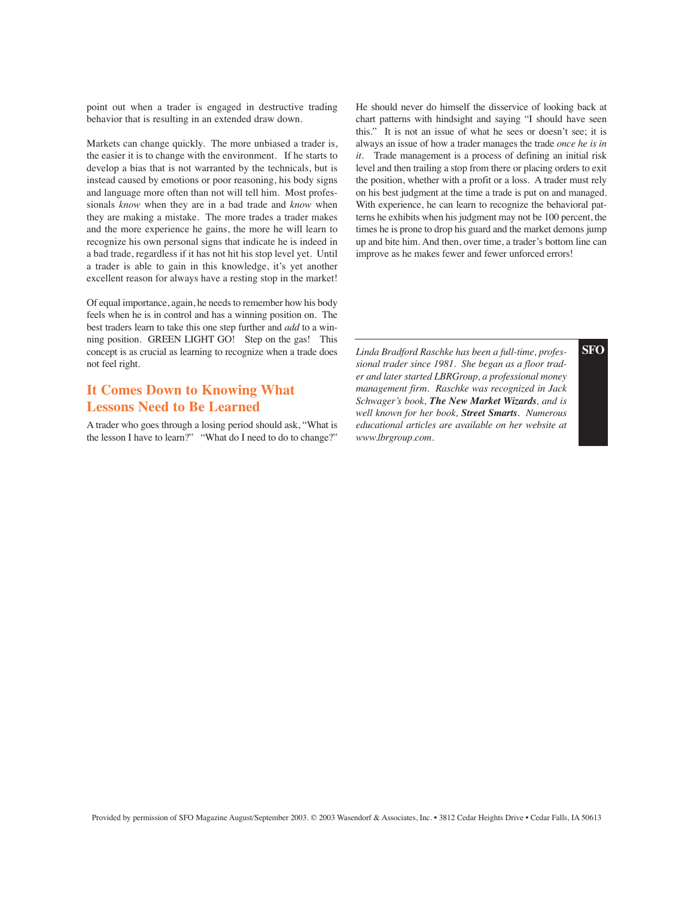point out when a trader is engaged in destructive trading behavior that is resulting in an extended draw down.

Markets can change quickly. The more unbiased a trader is, the easier it is to change with the environment. If he starts to develop a bias that is not warranted by the technicals, but is instead caused by emotions or poor reasoning, his body signs and language more often than not will tell him. Most professionals *know* when they are in a bad trade and *know* when they are making a mistake. The more trades a trader makes and the more experience he gains, the more he will learn to recognize his own personal signs that indicate he is indeed in a bad trade, regardless if it has not hit his stop level yet. Until a trader is able to gain in this knowledge, it's yet another excellent reason for always have a resting stop in the market!

Of equal importance, again, he needs to remember how his body feels when he is in control and has a winning position on. The best traders learn to take this one step further and *add* to a winning position. GREEN LIGHT GO! Step on the gas! This concept is as crucial as learning to recognize when a trade does not feel right.

## It Comes Down to Knowing What Lessons Need to Be Learned

A trader who goes through a losing period should ask, "What is the lesson I have to learn?" "What do I need to do to change?" He should never do himself the disservice of looking back at chart patterns with hindsight and saying "I should have seen this." It is not an issue of what he sees or doesn't see; it is always an issue of how a trader manages the trade *once he is in it*. Trade management is a process of defining an initial risk level and then trailing a stop from there or placing orders to exit the position, whether with a profit or a loss. A trader must rely on his best judgment at the time a trade is put on and managed. With experience, he can learn to recognize the behavioral patterns he exhibits when his judgment may not be 100 percent, the times he is prone to drop his guard and the market demons jump up and bite him. And then, over time, a trader's bottom line can improve as he makes fewer and fewer unforced errors!

---

*Linda Bradford Raschke has been a full-time, professional trader since 1981. She began as a floor trader and later started LBRGroup, a professional money management firm. Raschke was recognized in Jack Schwager's book,* ***The New Market Wizards****, and is well known for her book,* ***Street Smarts****. Numerous educational articles are available on her website at www.lbrgroup.com.*

**SFO**

Provided by permission of SFO Magazine August/September 2003. © 2003 Wasendorf & Associates, Inc. • 3812 Cedar Heights Drive • Cedar Falls, IA 50613